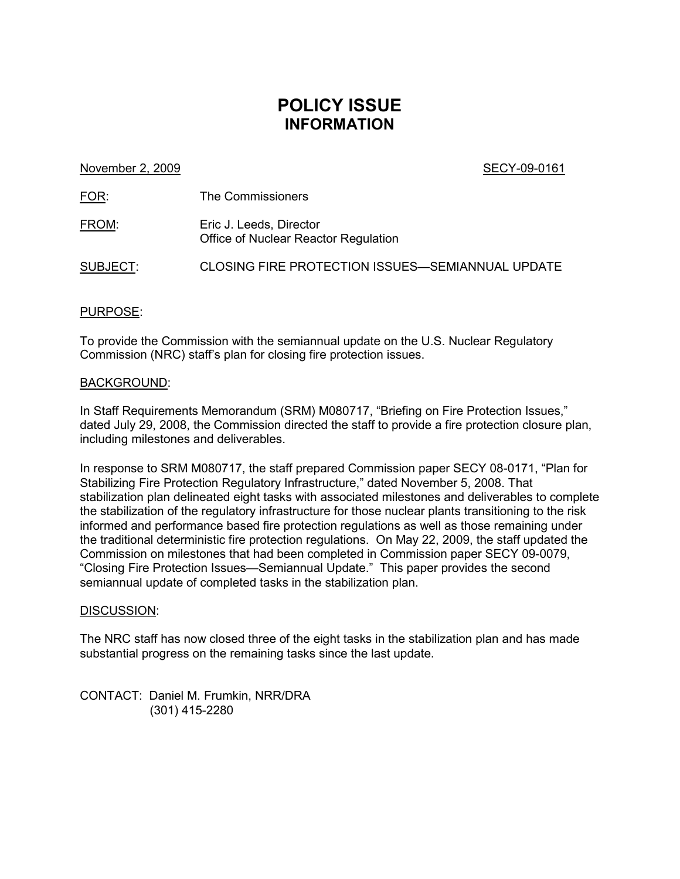# POLICY ISSUE
## INFORMATION

November 2, 2009 SECY-09-0161

FOR: The Commissioners

FROM: Eric J. Leeds, Director
Office of Nuclear Reactor Regulation

SUBJECT: CLOSING FIRE PROTECTION ISSUES—SEMIANNUAL UPDATE

PURPOSE:

To provide the Commission with the semiannual update on the U.S. Nuclear Regulatory Commission (NRC) staff's plan for closing fire protection issues.

BACKGROUND:

In Staff Requirements Memorandum (SRM) M080717, "Briefing on Fire Protection Issues," dated July 29, 2008, the Commission directed the staff to provide a fire protection closure plan, including milestones and deliverables.

In response to SRM M080717, the staff prepared Commission paper SECY 08-0171, "Plan for Stabilizing Fire Protection Regulatory Infrastructure," dated November 5, 2008. That stabilization plan delineated eight tasks with associated milestones and deliverables to complete the stabilization of the regulatory infrastructure for those nuclear plants transitioning to the risk informed and performance based fire protection regulations as well as those remaining under the traditional deterministic fire protection regulations. On May 22, 2009, the staff updated the Commission on milestones that had been completed in Commission paper SECY 09-0079, "Closing Fire Protection Issues—Semiannual Update." This paper provides the second semiannual update of completed tasks in the stabilization plan.

DISCUSSION:

The NRC staff has now closed three of the eight tasks in the stabilization plan and has made substantial progress on the remaining tasks since the last update.

CONTACT: Daniel M. Frumkin, NRR/DRA
(301) 415-2280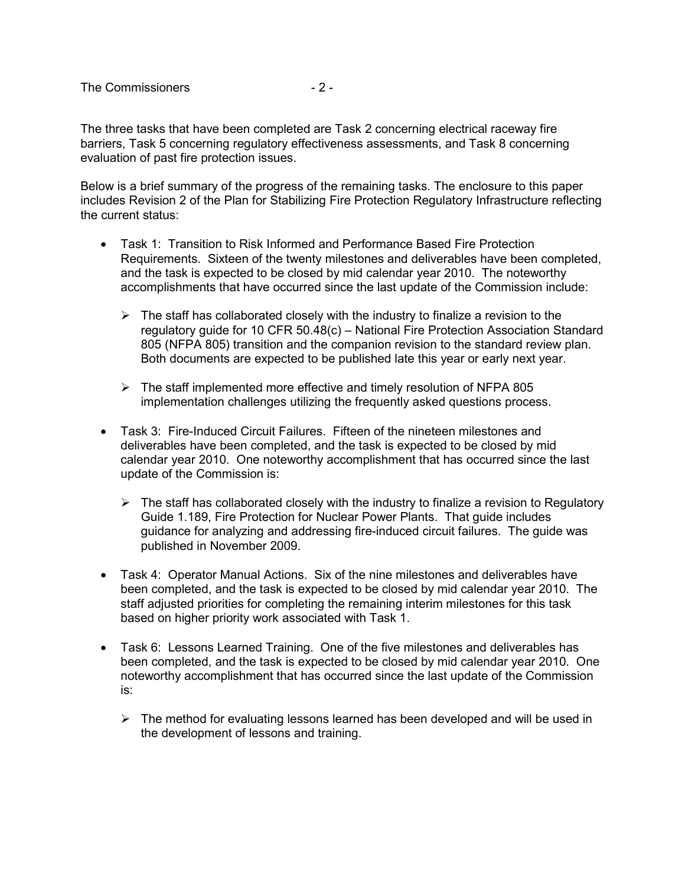The three tasks that have been completed are Task 2 concerning electrical raceway fire barriers, Task 5 concerning regulatory effectiveness assessments, and Task 8 concerning evaluation of past fire protection issues.

Below is a brief summary of the progress of the remaining tasks. The enclosure to this paper includes Revision 2 of the Plan for Stabilizing Fire Protection Regulatory Infrastructure reflecting the current status:

- Task 1: Transition to Risk Informed and Performance Based Fire Protection Requirements. Sixteen of the twenty milestones and deliverables have been completed, and the task is expected to be closed by mid calendar year 2010. The noteworthy accomplishments that have occurred since the last update of the Commission include:
    - The staff has collaborated closely with the industry to finalize a revision to the regulatory guide for 10 CFR 50.48(c) – National Fire Protection Association Standard 805 (NFPA 805) transition and the companion revision to the standard review plan. Both documents are expected to be published late this year or early next year.
    - The staff implemented more effective and timely resolution of NFPA 805 implementation challenges utilizing the frequently asked questions process.
- Task 3: Fire-Induced Circuit Failures. Fifteen of the nineteen milestones and deliverables have been completed, and the task is expected to be closed by mid calendar year 2010. One noteworthy accomplishment that has occurred since the last update of the Commission is:
    - The staff has collaborated closely with the industry to finalize a revision to Regulatory Guide 1.189, Fire Protection for Nuclear Power Plants. That guide includes guidance for analyzing and addressing fire-induced circuit failures. The guide was published in November 2009.
- Task 4: Operator Manual Actions. Six of the nine milestones and deliverables have been completed, and the task is expected to be closed by mid calendar year 2010. The staff adjusted priorities for completing the remaining interim milestones for this task based on higher priority work associated with Task 1.
- Task 6: Lessons Learned Training. One of the five milestones and deliverables has been completed, and the task is expected to be closed by mid calendar year 2010. One noteworthy accomplishment that has occurred since the last update of the Commission is:
    - The method for evaluating lessons learned has been developed and will be used in the development of lessons and training.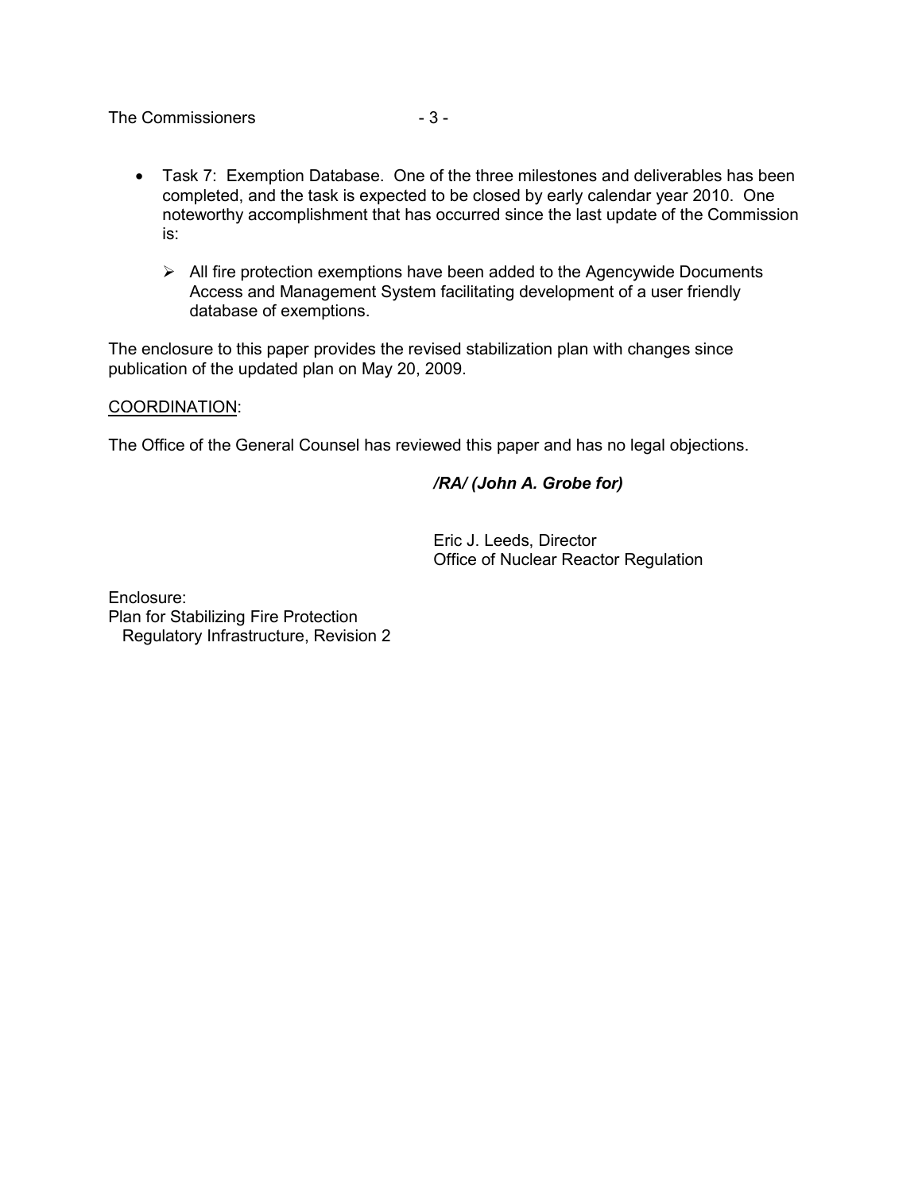- Task 7: Exemption Database. One of the three milestones and deliverables has been completed, and the task is expected to be closed by early calendar year 2010. One noteworthy accomplishment that has occurred since the last update of the Commission is:

  - All fire protection exemptions have been added to the Agencywide Documents Access and Management System facilitating development of a user friendly database of exemptions.

The enclosure to this paper provides the revised stabilization plan with changes since publication of the updated plan on May 20, 2009.

COORDINATION:

The Office of the General Counsel has reviewed this paper and has no legal objections.

*/RA/ (John A. Grobe for)*

Eric J. Leeds, Director
Office of Nuclear Reactor Regulation

Enclosure:
Plan for Stabilizing Fire Protection
Regulatory Infrastructure, Revision 2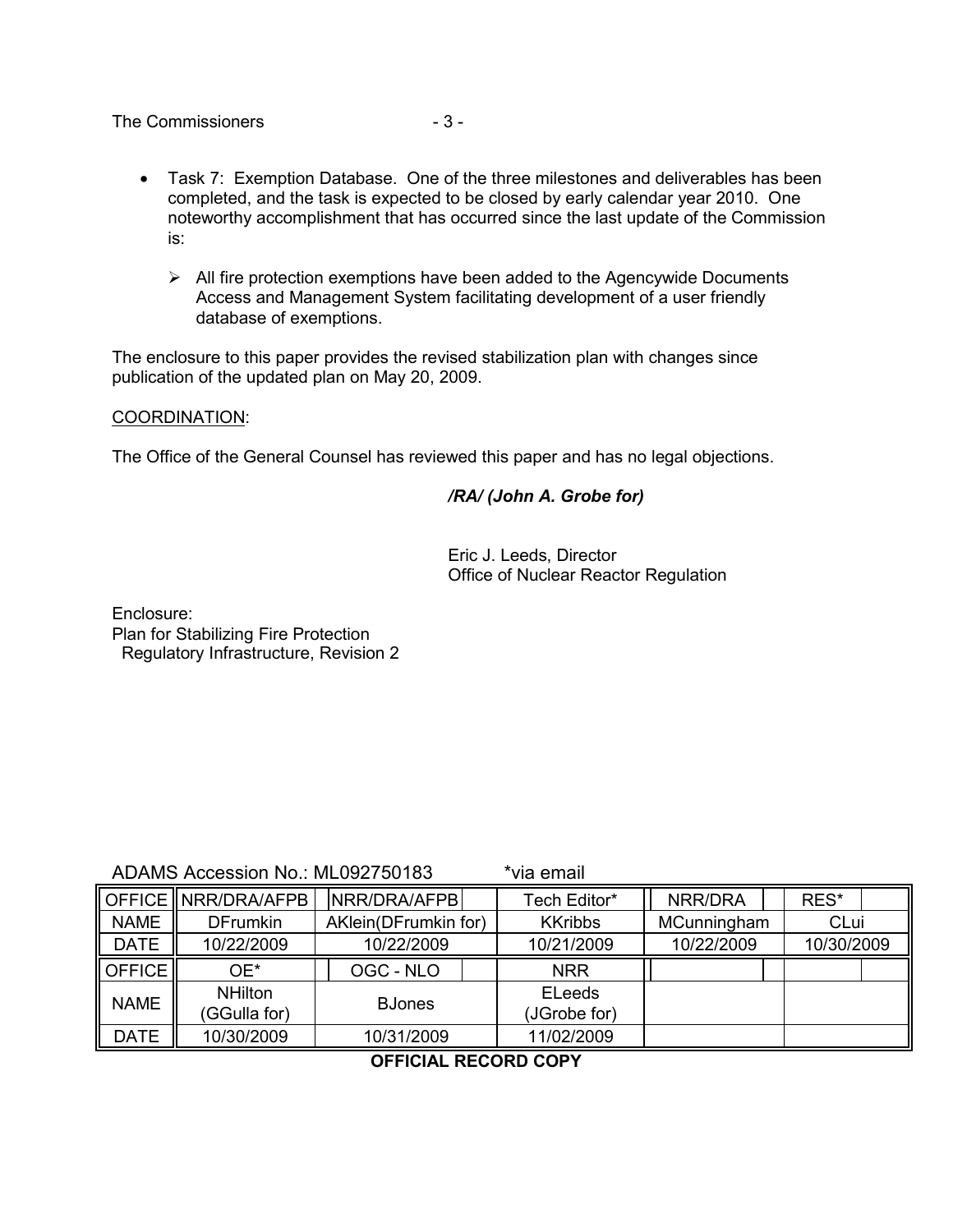- Task 7: Exemption Database. One of the three milestones and deliverables has been completed, and the task is expected to be closed by early calendar year 2010. One noteworthy accomplishment that has occurred since the last update of the Commission is:

  - All fire protection exemptions have been added to the Agencywide Documents Access and Management System facilitating development of a user friendly database of exemptions.

The enclosure to this paper provides the revised stabilization plan with changes since publication of the updated plan on May 20, 2009.

COORDINATION:

The Office of the General Counsel has reviewed this paper and has no legal objections.

***/RA/ (John A. Grobe for)***

Eric J. Leeds, Director
Office of Nuclear Reactor Regulation

Enclosure:
Plan for Stabilizing Fire Protection
Regulatory Infrastructure, Revision 2

ADAMS Accession No.: ML092750183 *via email

| OFFICE | NRR/DRA/AFPB | NRR/DRA/AFPB | Tech Editor* | NRR/DRA | RES* |
|---|---|---|---|---|---|
| NAME | DFrumkin | AKlein(DFrumkin for) | KKribbs | MCunningham | CLui |
| DATE | 10/22/2009 | 10/22/2009 | 10/21/2009 | 10/22/2009 | 10/30/2009 |
| OFFICE | OE* | OGC - NLO | NRR | | |
| NAME | NHilton (GGulla for) | BJones | ELeeds (JGrobe for) | | |
| DATE | 10/30/2009 | 10/31/2009 | 11/02/2009 | | |

**OFFICIAL RECORD COPY**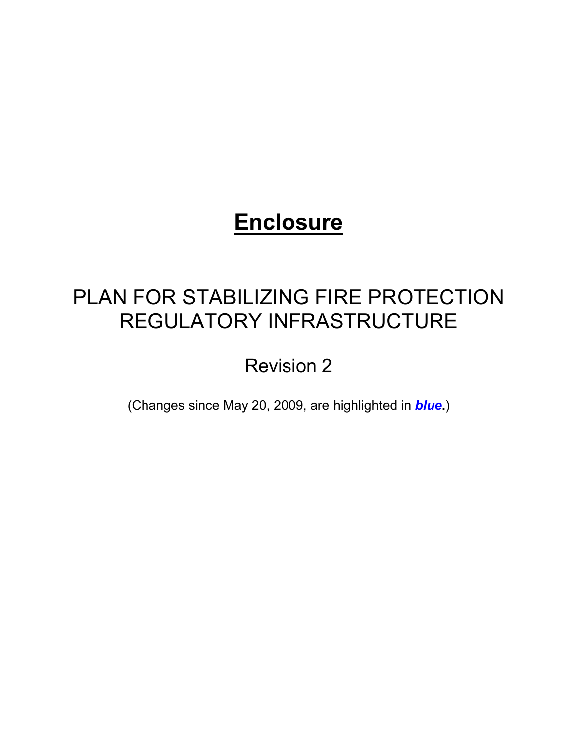# Enclosure

## PLAN FOR STABILIZING FIRE PROTECTION REGULATORY INFRASTRUCTURE

Revision 2

(Changes since May 20, 2009, are highlighted in ***blue*.**)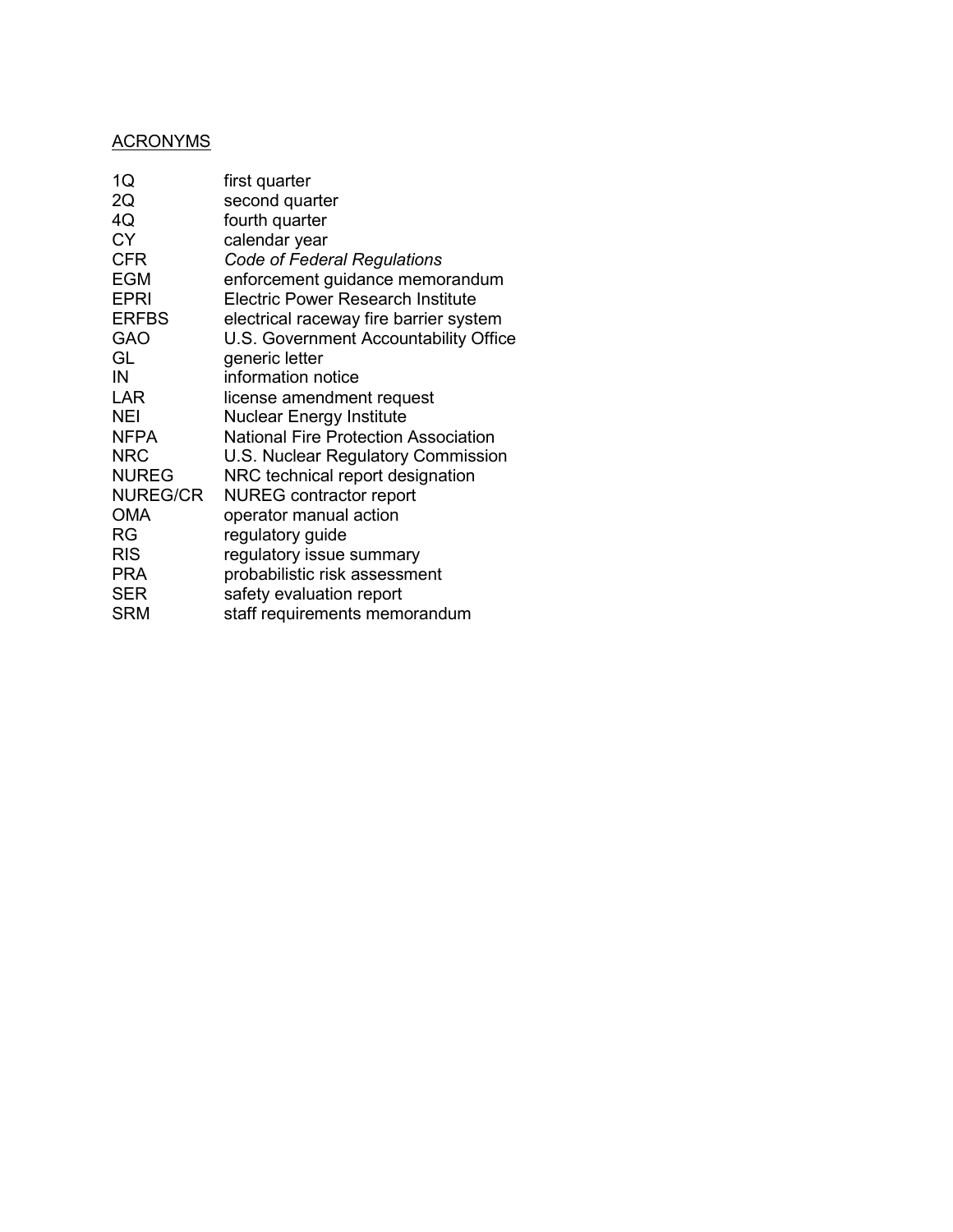ACRONYMS

| | |
|---|---|
| 1Q | first quarter |
| 2Q | second quarter |
| 4Q | fourth quarter |
| CY | calendar year |
| CFR | *Code of Federal Regulations* |
| EGM | enforcement guidance memorandum |
| EPRI | Electric Power Research Institute |
| ERFBS | electrical raceway fire barrier system |
| GAO | U.S. Government Accountability Office |
| GL | generic letter |
| IN | information notice |
| LAR | license amendment request |
| NEI | Nuclear Energy Institute |
| NFPA | National Fire Protection Association |
| NRC | U.S. Nuclear Regulatory Commission |
| NUREG | NRC technical report designation |
| NUREG/CR | NUREG contractor report |
| OMA | operator manual action |
| RG | regulatory guide |
| RIS | regulatory issue summary |
| PRA | probabilistic risk assessment |
| SER | safety evaluation report |
| SRM | staff requirements memorandum |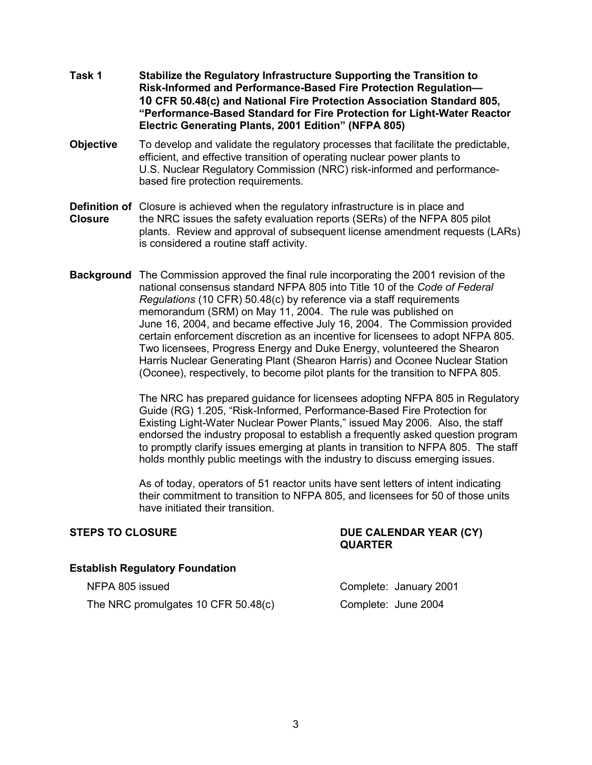**Task 1** **Stabilize the Regulatory Infrastructure Supporting the Transition to Risk-Informed and Performance-Based Fire Protection Regulation— 10 CFR 50.48(c) and National Fire Protection Association Standard 805, "Performance-Based Standard for Fire Protection for Light-Water Reactor Electric Generating Plants, 2001 Edition" (NFPA 805)**

**Objective** To develop and validate the regulatory processes that facilitate the predictable, efficient, and effective transition of operating nuclear power plants to U.S. Nuclear Regulatory Commission (NRC) risk-informed and performance-based fire protection requirements.

**Definition of Closure** Closure is achieved when the regulatory infrastructure is in place and the NRC issues the safety evaluation reports (SERs) of the NFPA 805 pilot plants. Review and approval of subsequent license amendment requests (LARs) is considered a routine staff activity.

**Background** The Commission approved the final rule incorporating the 2001 revision of the national consensus standard NFPA 805 into Title 10 of the *Code of Federal Regulations* (10 CFR) 50.48(c) by reference via a staff requirements memorandum (SRM) on May 11, 2004. The rule was published on June 16, 2004, and became effective July 16, 2004. The Commission provided certain enforcement discretion as an incentive for licensees to adopt NFPA 805. Two licensees, Progress Energy and Duke Energy, volunteered the Shearon Harris Nuclear Generating Plant (Shearon Harris) and Oconee Nuclear Station (Oconee), respectively, to become pilot plants for the transition to NFPA 805.

The NRC has prepared guidance for licensees adopting NFPA 805 in Regulatory Guide (RG) 1.205, "Risk-Informed, Performance-Based Fire Protection for Existing Light-Water Nuclear Power Plants," issued May 2006. Also, the staff endorsed the industry proposal to establish a frequently asked question program to promptly clarify issues emerging at plants in transition to NFPA 805. The staff holds monthly public meetings with the industry to discuss emerging issues.

As of today, operators of 51 reactor units have sent letters of intent indicating their commitment to transition to NFPA 805, and licensees for 50 of those units have initiated their transition.

| **STEPS TO CLOSURE** | **DUE CALENDAR YEAR (CY) QUARTER** |
|---|---|
| **Establish Regulatory Foundation** | |
| NFPA 805 issued | Complete: January 2001 |
| The NRC promulgates 10 CFR 50.48(c) | Complete: June 2004 |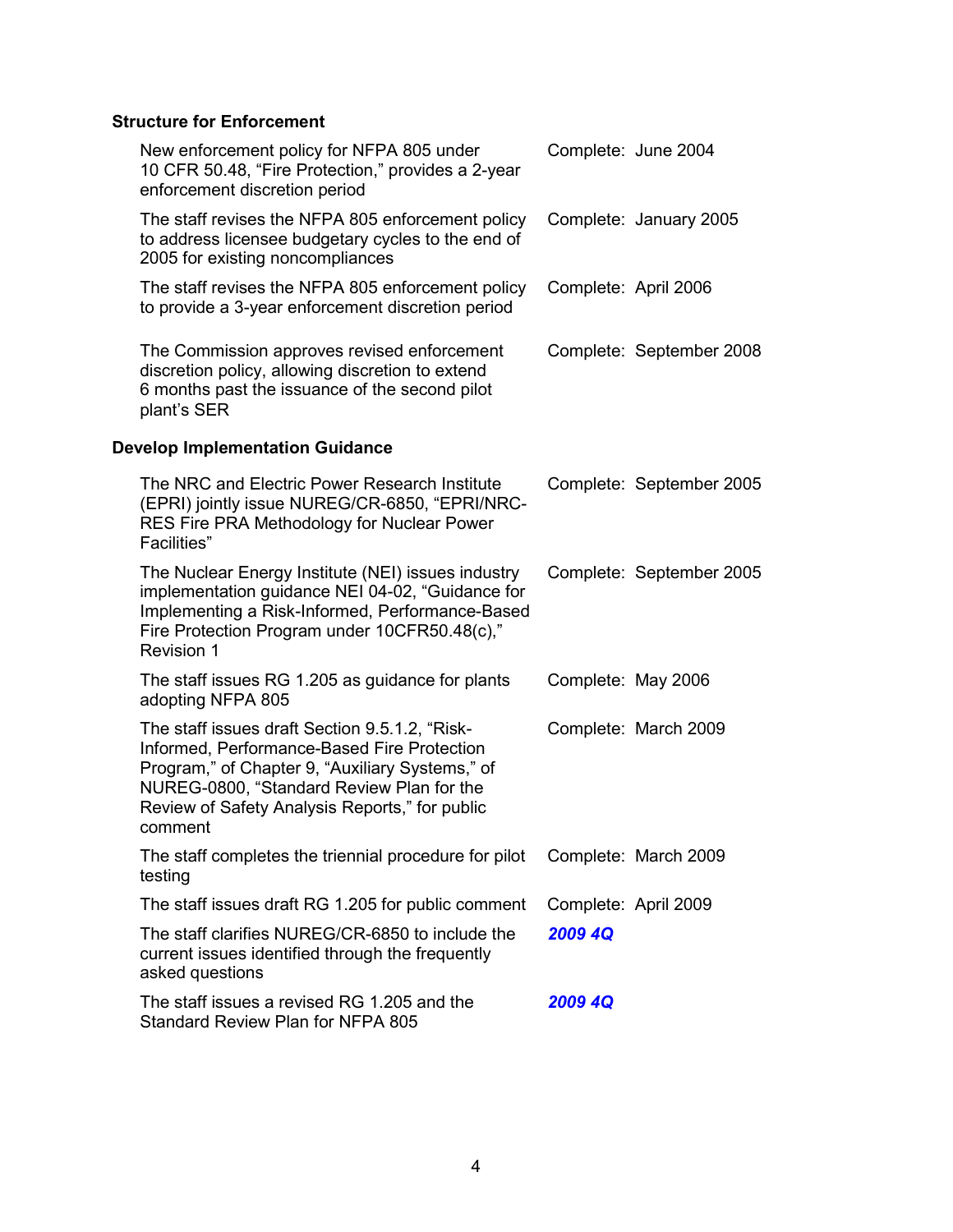**Structure for Enforcement**

| | |
|---|---|
| New enforcement policy for NFPA 805 under 10 CFR 50.48, "Fire Protection," provides a 2-year enforcement discretion period | Complete: June 2004 |
| The staff revises the NFPA 805 enforcement policy to address licensee budgetary cycles to the end of 2005 for existing noncompliances | Complete: January 2005 |
| The staff revises the NFPA 805 enforcement policy to provide a 3-year enforcement discretion period | Complete: April 2006 |
| The Commission approves revised enforcement discretion policy, allowing discretion to extend 6 months past the issuance of the second pilot plant's SER | Complete: September 2008 |

**Develop Implementation Guidance**

| | |
|---|---|
| The NRC and Electric Power Research Institute (EPRI) jointly issue NUREG/CR-6850, "EPRI/NRC-RES Fire PRA Methodology for Nuclear Power Facilities" | Complete: September 2005 |
| The Nuclear Energy Institute (NEI) issues industry implementation guidance NEI 04-02, "Guidance for Implementing a Risk-Informed, Performance-Based Fire Protection Program under 10CFR50.48(c)," Revision 1 | Complete: September 2005 |
| The staff issues RG 1.205 as guidance for plants adopting NFPA 805 | Complete: May 2006 |
| The staff issues draft Section 9.5.1.2, "Risk-Informed, Performance-Based Fire Protection Program," of Chapter 9, "Auxiliary Systems," of NUREG-0800, "Standard Review Plan for the Review of Safety Analysis Reports," for public comment | Complete: March 2009 |
| The staff completes the triennial procedure for pilot testing | Complete: March 2009 |
| The staff issues draft RG 1.205 for public comment | Complete: April 2009 |
| The staff clarifies NUREG/CR-6850 to include the current issues identified through the frequently asked questions | ***2009 4Q*** |
| The staff issues a revised RG 1.205 and the Standard Review Plan for NFPA 805 | ***2009 4Q*** |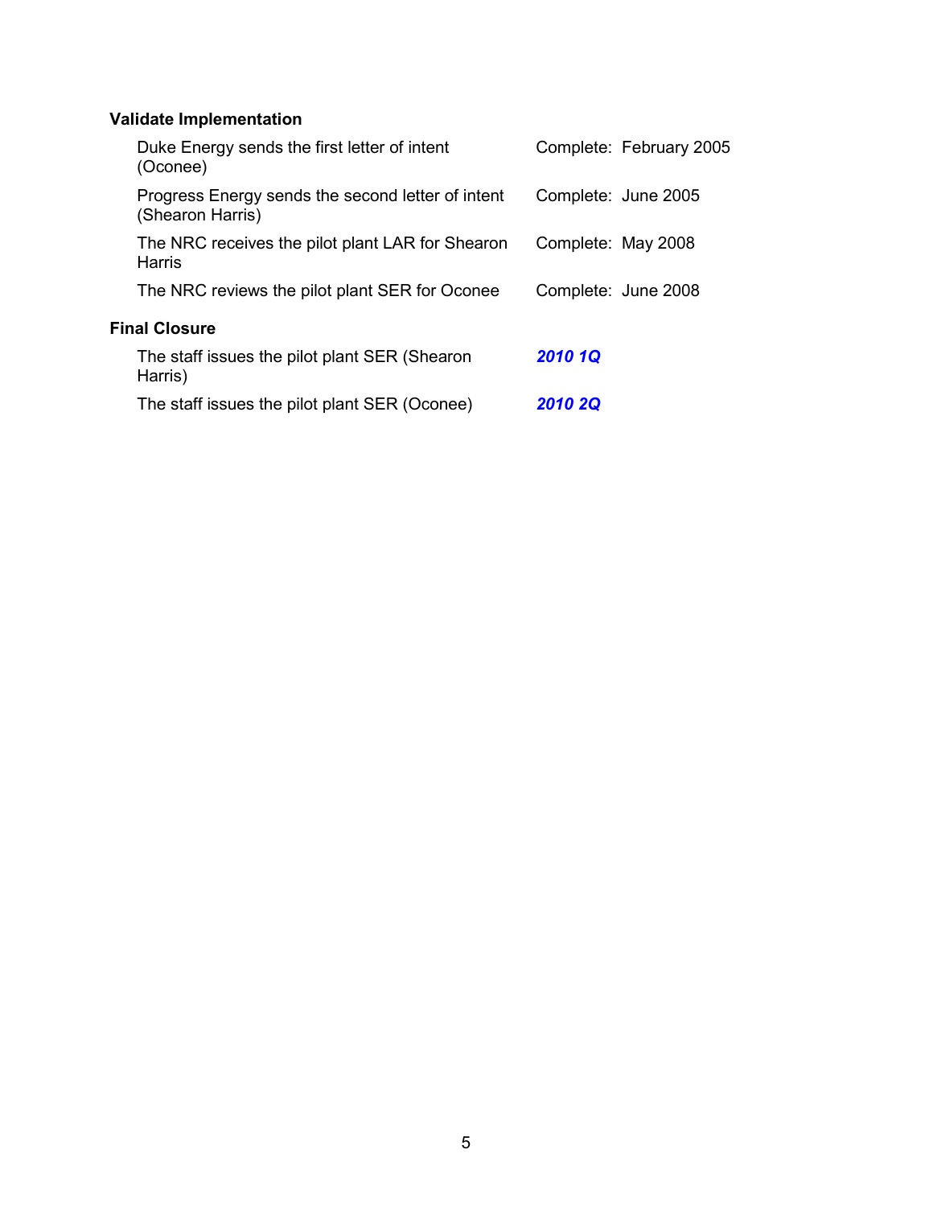### Validate Implementation

| | |
|---|---|
| Duke Energy sends the first letter of intent (Oconee) | Complete: February 2005 |
| Progress Energy sends the second letter of intent (Shearon Harris) | Complete: June 2005 |
| The NRC receives the pilot plant LAR for Shearon Harris | Complete: May 2008 |
| The NRC reviews the pilot plant SER for Oconee | Complete: June 2008 |

### Final Closure

| | |
|---|---|
| The staff issues the pilot plant SER (Shearon Harris) | ***2010 1Q*** |
| The staff issues the pilot plant SER (Oconee) | ***2010 2Q*** |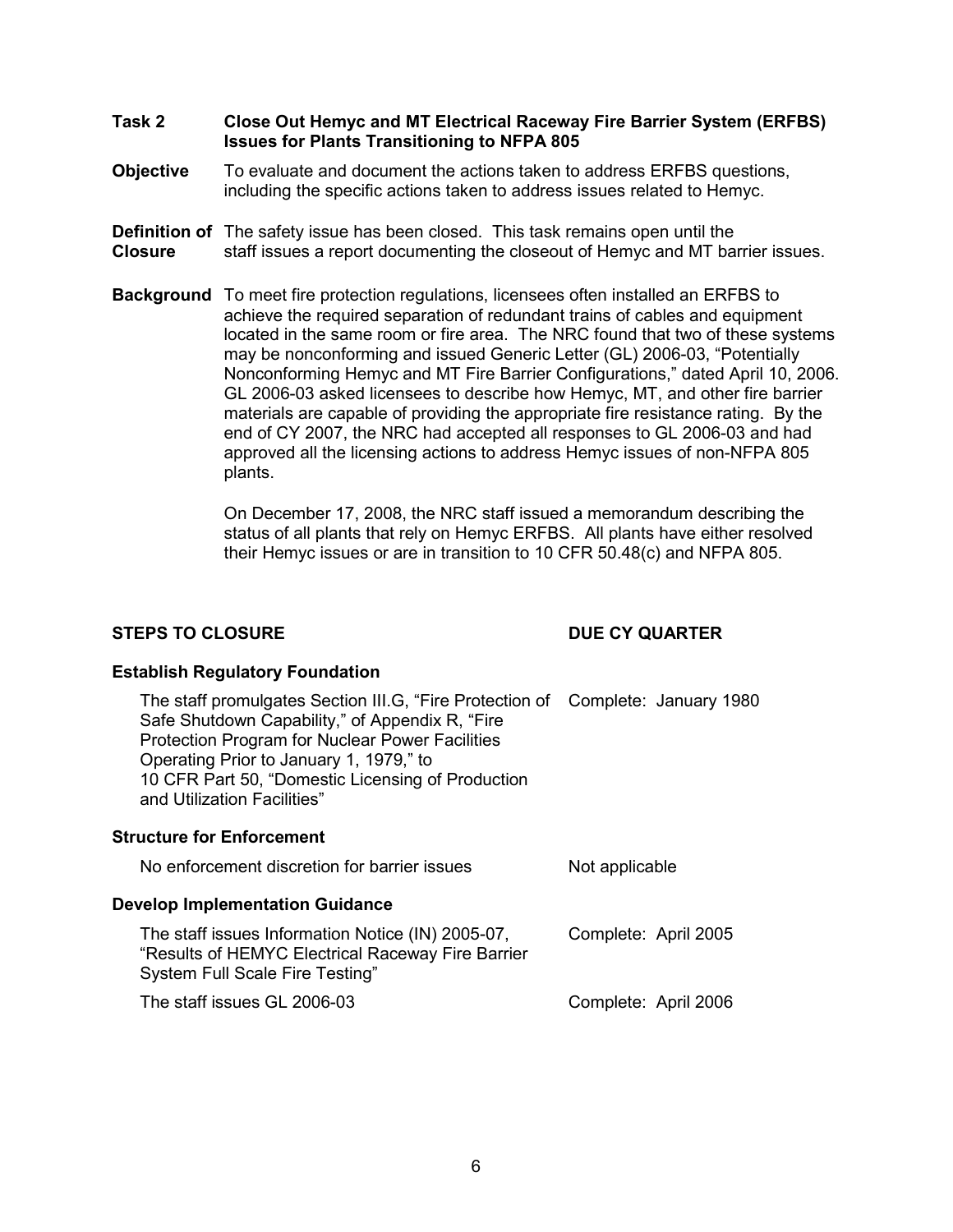**Task 2** **Close Out Hemyc and MT Electrical Raceway Fire Barrier System (ERFBS) Issues for Plants Transitioning to NFPA 805**

**Objective** To evaluate and document the actions taken to address ERFBS questions, including the specific actions taken to address issues related to Hemyc.

**Definition of Closure** The safety issue has been closed. This task remains open until the staff issues a report documenting the closeout of Hemyc and MT barrier issues.

**Background** To meet fire protection regulations, licensees often installed an ERFBS to achieve the required separation of redundant trains of cables and equipment located in the same room or fire area. The NRC found that two of these systems may be nonconforming and issued Generic Letter (GL) 2006-03, "Potentially Nonconforming Hemyc and MT Fire Barrier Configurations," dated April 10, 2006. GL 2006-03 asked licensees to describe how Hemyc, MT, and other fire barrier materials are capable of providing the appropriate fire resistance rating. By the end of CY 2007, the NRC had accepted all responses to GL 2006-03 and had approved all the licensing actions to address Hemyc issues of non-NFPA 805 plants.

On December 17, 2008, the NRC staff issued a memorandum describing the status of all plants that rely on Hemyc ERFBS. All plants have either resolved their Hemyc issues or are in transition to 10 CFR 50.48(c) and NFPA 805.

| **STEPS TO CLOSURE** | **DUE CY QUARTER** |
|---|---|
| **Establish Regulatory Foundation** | |
| The staff promulgates Section III.G, "Fire Protection of Safe Shutdown Capability," of Appendix R, "Fire Protection Program for Nuclear Power Facilities Operating Prior to January 1, 1979," to 10 CFR Part 50, "Domestic Licensing of Production and Utilization Facilities" | Complete: January 1980 |
| **Structure for Enforcement** | |
| No enforcement discretion for barrier issues | Not applicable |
| **Develop Implementation Guidance** | |
| The staff issues Information Notice (IN) 2005-07, "Results of HEMYC Electrical Raceway Fire Barrier System Full Scale Fire Testing" | Complete: April 2005 |
| The staff issues GL 2006-03 | Complete: April 2006 |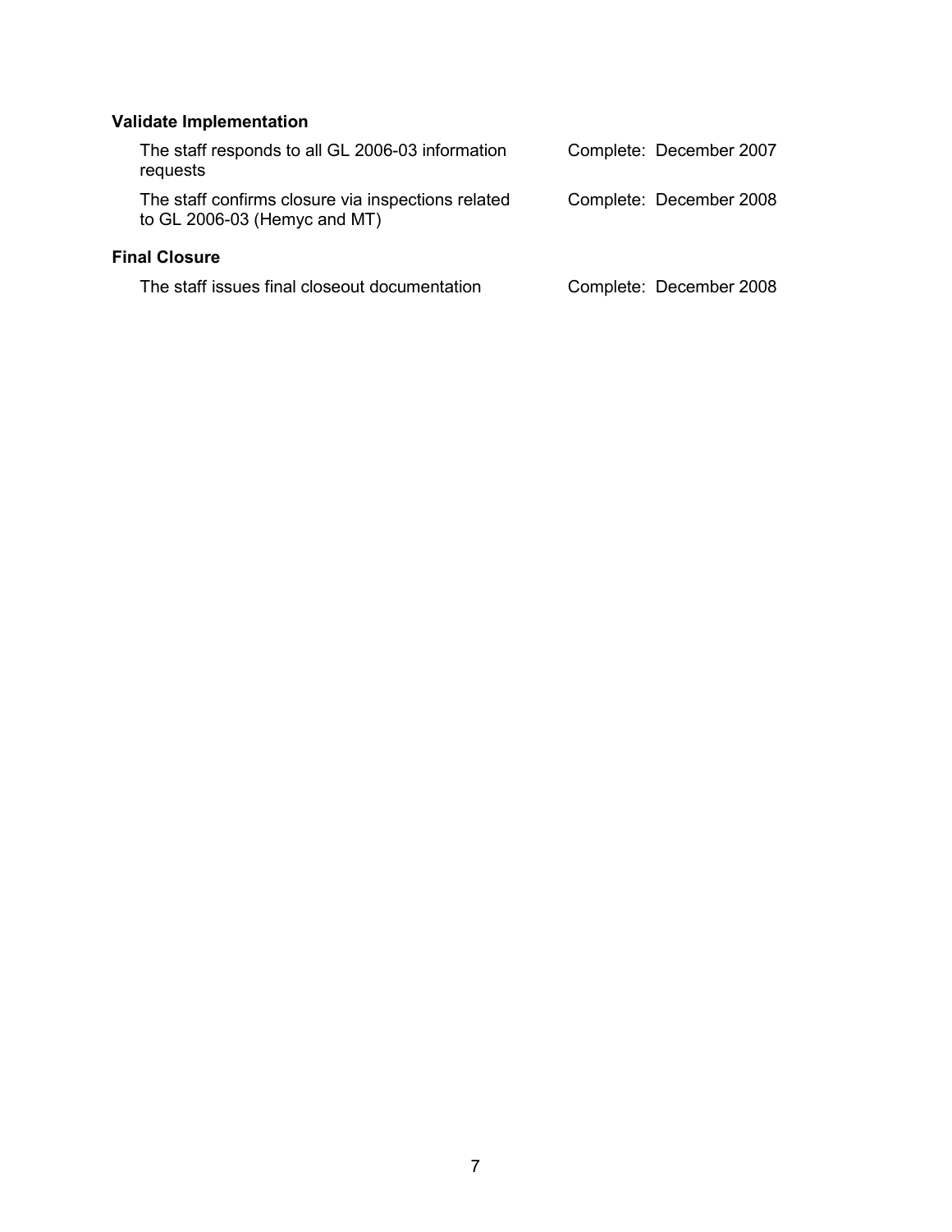**Validate Implementation**

| | |
|---|---|
| The staff responds to all GL 2006-03 information requests | Complete: December 2007 |
| The staff confirms closure via inspections related to GL 2006-03 (Hemyc and MT) | Complete: December 2008 |

**Final Closure**

| | |
|---|---|
| The staff issues final closeout documentation | Complete: December 2008 |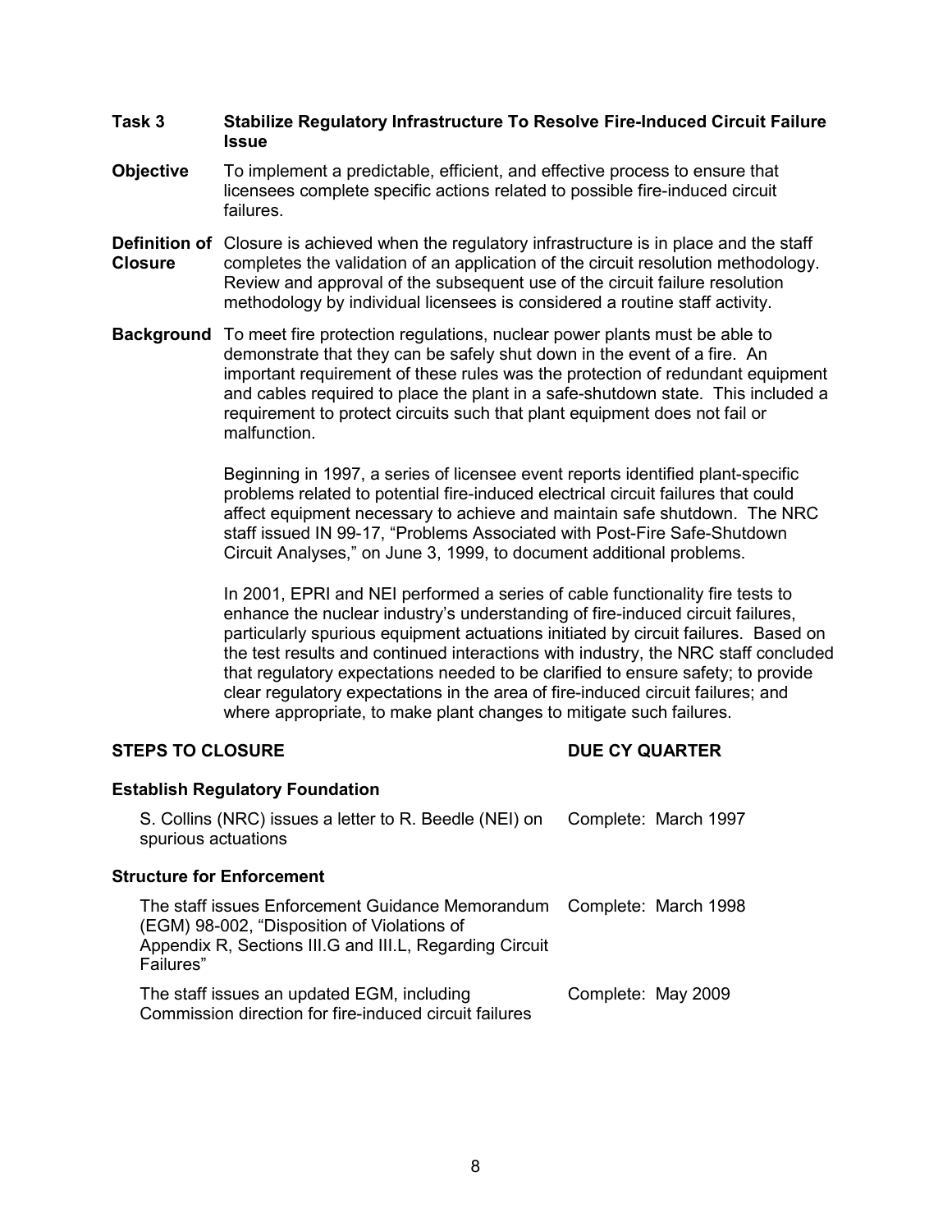**Task 3** **Stabilize Regulatory Infrastructure To Resolve Fire-Induced Circuit Failure Issue**

**Objective** To implement a predictable, efficient, and effective process to ensure that licensees complete specific actions related to possible fire-induced circuit failures.

**Definition of Closure** Closure is achieved when the regulatory infrastructure is in place and the staff completes the validation of an application of the circuit resolution methodology. Review and approval of the subsequent use of the circuit failure resolution methodology by individual licensees is considered a routine staff activity.

**Background** To meet fire protection regulations, nuclear power plants must be able to demonstrate that they can be safely shut down in the event of a fire. An important requirement of these rules was the protection of redundant equipment and cables required to place the plant in a safe-shutdown state. This included a requirement to protect circuits such that plant equipment does not fail or malfunction.

Beginning in 1997, a series of licensee event reports identified plant-specific problems related to potential fire-induced electrical circuit failures that could affect equipment necessary to achieve and maintain safe shutdown. The NRC staff issued IN 99-17, "Problems Associated with Post-Fire Safe-Shutdown Circuit Analyses," on June 3, 1999, to document additional problems.

In 2001, EPRI and NEI performed a series of cable functionality fire tests to enhance the nuclear industry's understanding of fire-induced circuit failures, particularly spurious equipment actuations initiated by circuit failures. Based on the test results and continued interactions with industry, the NRC staff concluded that regulatory expectations needed to be clarified to ensure safety; to provide clear regulatory expectations in the area of fire-induced circuit failures; and where appropriate, to make plant changes to mitigate such failures.

| STEPS TO CLOSURE | DUE CY QUARTER |
|---|---|
| **Establish Regulatory Foundation** | |
| S. Collins (NRC) issues a letter to R. Beedle (NEI) on spurious actuations | Complete: March 1997 |
| **Structure for Enforcement** | |
| The staff issues Enforcement Guidance Memorandum (EGM) 98-002, "Disposition of Violations of Appendix R, Sections III.G and III.L, Regarding Circuit Failures" | Complete: March 1998 |
| The staff issues an updated EGM, including Commission direction for fire-induced circuit failures | Complete: May 2009 |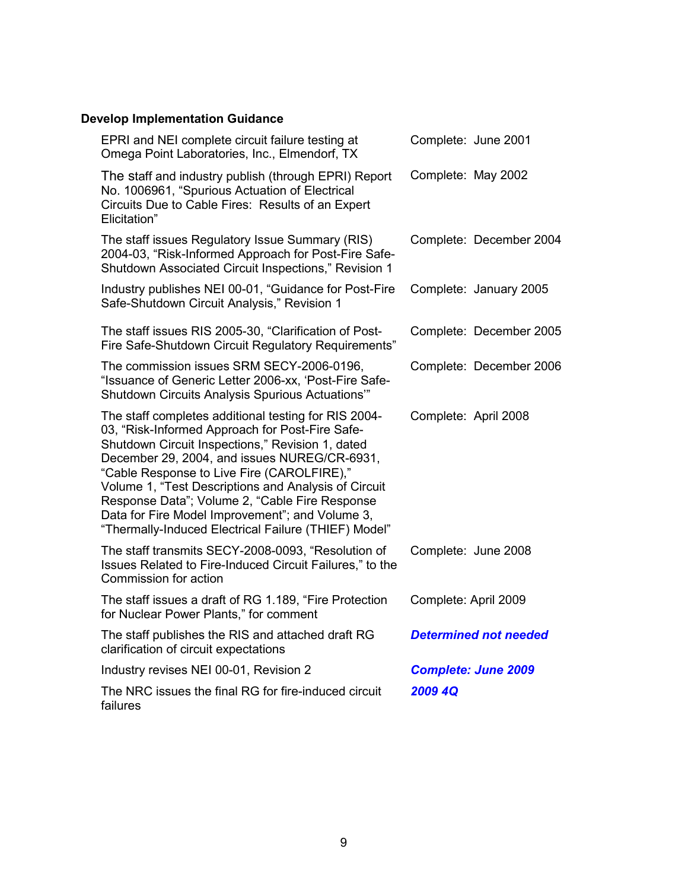**Develop Implementation Guidance**

| | |
|---|---|
| EPRI and NEI complete circuit failure testing at Omega Point Laboratories, Inc., Elmendorf, TX | Complete: June 2001 |
| The staff and industry publish (through EPRI) Report No. 1006961, “Spurious Actuation of Electrical Circuits Due to Cable Fires: Results of an Expert Elicitation” | Complete: May 2002 |
| The staff issues Regulatory Issue Summary (RIS) 2004-03, “Risk-Informed Approach for Post-Fire Safe-Shutdown Associated Circuit Inspections,” Revision 1 | Complete: December 2004 |
| Industry publishes NEI 00-01, “Guidance for Post-Fire Safe-Shutdown Circuit Analysis,” Revision 1 | Complete: January 2005 |
| The staff issues RIS 2005-30, “Clarification of Post-Fire Safe-Shutdown Circuit Regulatory Requirements” | Complete: December 2005 |
| The commission issues SRM SECY-2006-0196, “Issuance of Generic Letter 2006-xx, ‘Post-Fire Safe-Shutdown Circuits Analysis Spurious Actuations’” | Complete: December 2006 |
| The staff completes additional testing for RIS 2004-03, “Risk-Informed Approach for Post-Fire Safe-Shutdown Circuit Inspections,” Revision 1, dated December 29, 2004, and issues NUREG/CR-6931, “Cable Response to Live Fire (CAROLFIRE),” Volume 1, “Test Descriptions and Analysis of Circuit Response Data”; Volume 2, “Cable Fire Response Data for Fire Model Improvement”; and Volume 3, “Thermally-Induced Electrical Failure (THIEF) Model” | Complete: April 2008 |
| The staff transmits SECY-2008-0093, “Resolution of Issues Related to Fire-Induced Circuit Failures,” to the Commission for action | Complete: June 2008 |
| The staff issues a draft of RG 1.189, “Fire Protection for Nuclear Power Plants,” for comment | Complete: April 2009 |
| The staff publishes the RIS and attached draft RG clarification of circuit expectations | ***Determined not needed*** |
| Industry revises NEI 00-01, Revision 2 | ***Complete: June 2009*** |
| The NRC issues the final RG for fire-induced circuit failures | ***2009 4Q*** |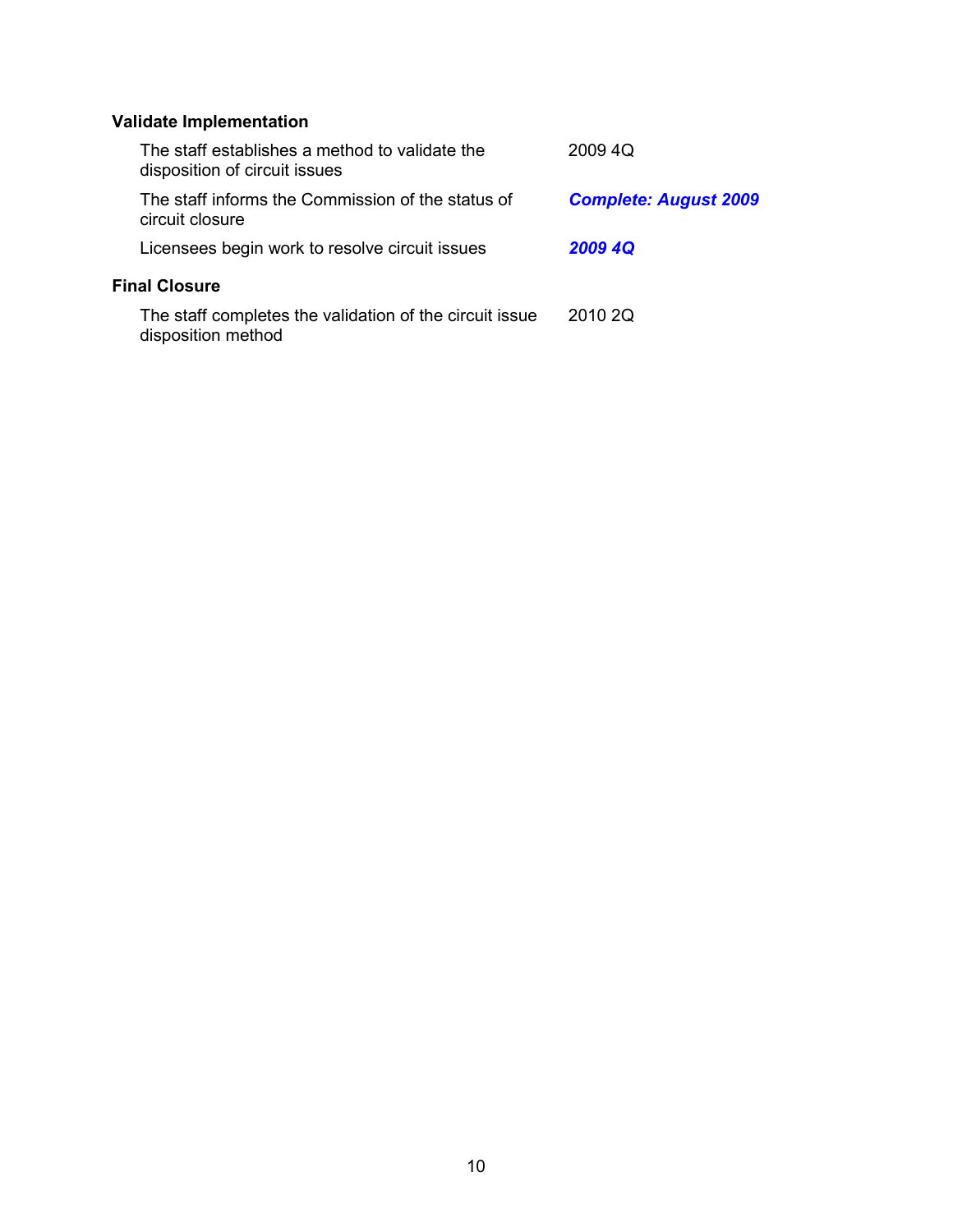**Validate Implementation**

| | |
|---|---|
| The staff establishes a method to validate the disposition of circuit issues | 2009 4Q |
| The staff informs the Commission of the status of circuit closure | ***Complete: August 2009*** |
| Licensees begin work to resolve circuit issues | ***2009 4Q*** |

**Final Closure**

| | |
|---|---|
| The staff completes the validation of the circuit issue disposition method | 2010 2Q |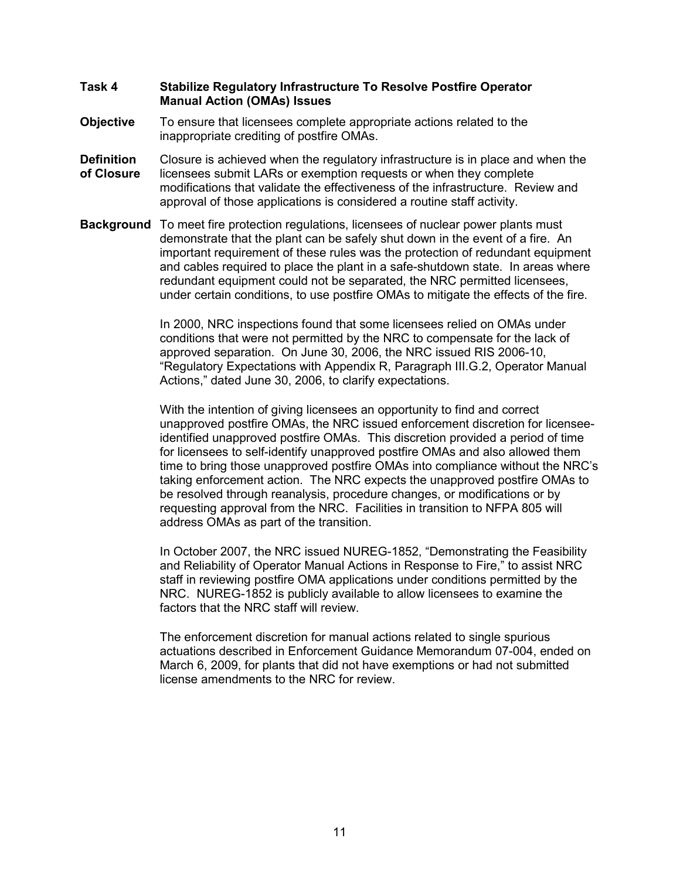**Task 4** **Stabilize Regulatory Infrastructure To Resolve Postfire Operator Manual Action (OMAs) Issues**

**Objective** To ensure that licensees complete appropriate actions related to the inappropriate crediting of postfire OMAs.

**Definition of Closure** Closure is achieved when the regulatory infrastructure is in place and when the licensees submit LARs or exemption requests or when they complete modifications that validate the effectiveness of the infrastructure. Review and approval of those applications is considered a routine staff activity.

**Background** To meet fire protection regulations, licensees of nuclear power plants must demonstrate that the plant can be safely shut down in the event of a fire. An important requirement of these rules was the protection of redundant equipment and cables required to place the plant in a safe-shutdown state. In areas where redundant equipment could not be separated, the NRC permitted licensees, under certain conditions, to use postfire OMAs to mitigate the effects of the fire.

In 2000, NRC inspections found that some licensees relied on OMAs under conditions that were not permitted by the NRC to compensate for the lack of approved separation. On June 30, 2006, the NRC issued RIS 2006-10, "Regulatory Expectations with Appendix R, Paragraph III.G.2, Operator Manual Actions," dated June 30, 2006, to clarify expectations.

With the intention of giving licensees an opportunity to find and correct unapproved postfire OMAs, the NRC issued enforcement discretion for licensee-identified unapproved postfire OMAs. This discretion provided a period of time for licensees to self-identify unapproved postfire OMAs and also allowed them time to bring those unapproved postfire OMAs into compliance without the NRC's taking enforcement action. The NRC expects the unapproved postfire OMAs to be resolved through reanalysis, procedure changes, or modifications or by requesting approval from the NRC. Facilities in transition to NFPA 805 will address OMAs as part of the transition.

In October 2007, the NRC issued NUREG-1852, "Demonstrating the Feasibility and Reliability of Operator Manual Actions in Response to Fire," to assist NRC staff in reviewing postfire OMA applications under conditions permitted by the NRC. NUREG-1852 is publicly available to allow licensees to examine the factors that the NRC staff will review.

The enforcement discretion for manual actions related to single spurious actuations described in Enforcement Guidance Memorandum 07-004, ended on March 6, 2009, for plants that did not have exemptions or had not submitted license amendments to the NRC for review.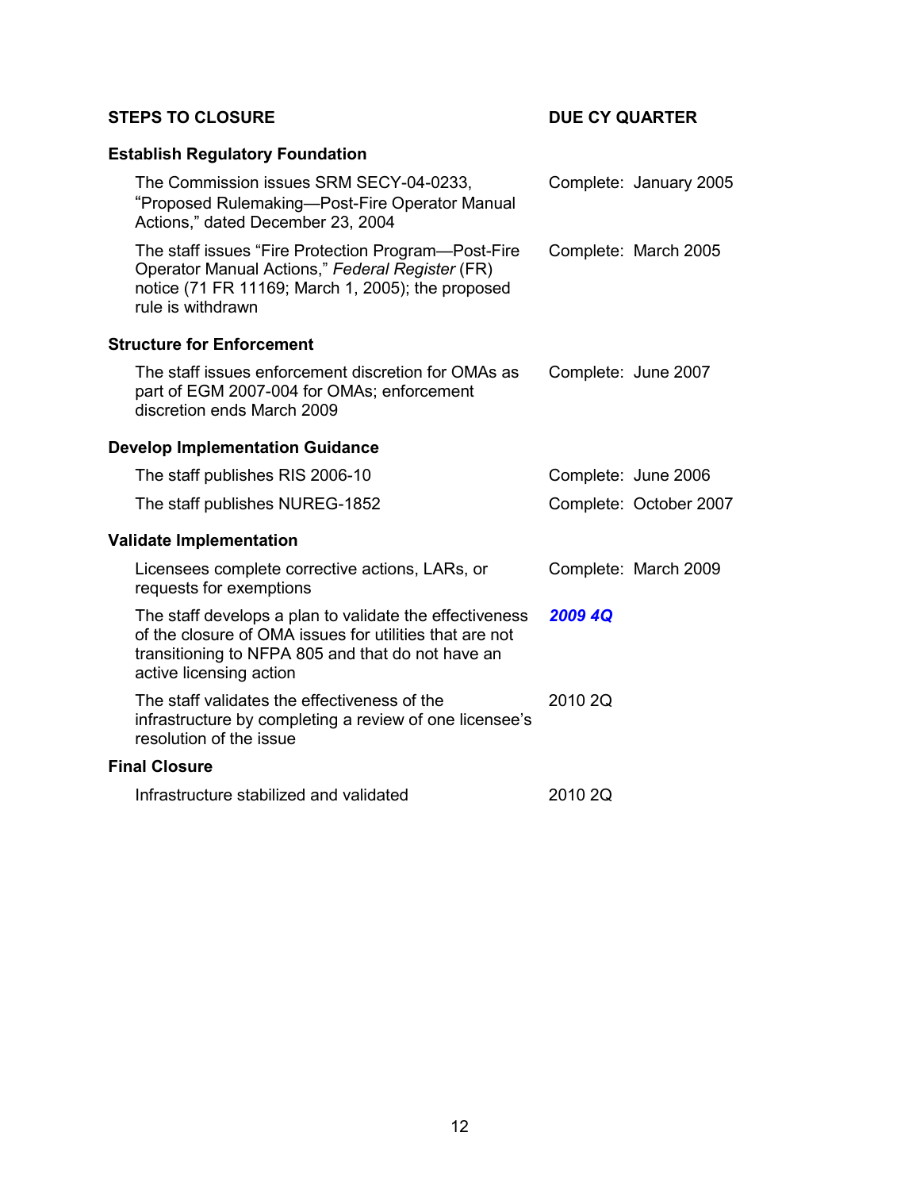| STEPS TO CLOSURE | DUE CY QUARTER |
|---|---|
| **Establish Regulatory Foundation** | |
| The Commission issues SRM SECY-04-0233, "Proposed Rulemaking—Post-Fire Operator Manual Actions," dated December 23, 2004 | Complete: January 2005 |
| The staff issues "Fire Protection Program—Post-Fire Operator Manual Actions," *Federal Register* (FR) notice (71 FR 11169; March 1, 2005); the proposed rule is withdrawn | Complete: March 2005 |
| **Structure for Enforcement** | |
| The staff issues enforcement discretion for OMAs as part of EGM 2007-004 for OMAs; enforcement discretion ends March 2009 | Complete: June 2007 |
| **Develop Implementation Guidance** | |
| The staff publishes RIS 2006-10 | Complete: June 2006 |
| The staff publishes NUREG-1852 | Complete: October 2007 |
| **Validate Implementation** | |
| Licensees complete corrective actions, LARs, or requests for exemptions | Complete: March 2009 |
| The staff develops a plan to validate the effectiveness of the closure of OMA issues for utilities that are not transitioning to NFPA 805 and that do not have an active licensing action | ***2009 4Q*** |
| The staff validates the effectiveness of the infrastructure by completing a review of one licensee's resolution of the issue | 2010 2Q |
| **Final Closure** | |
| Infrastructure stabilized and validated | 2010 2Q |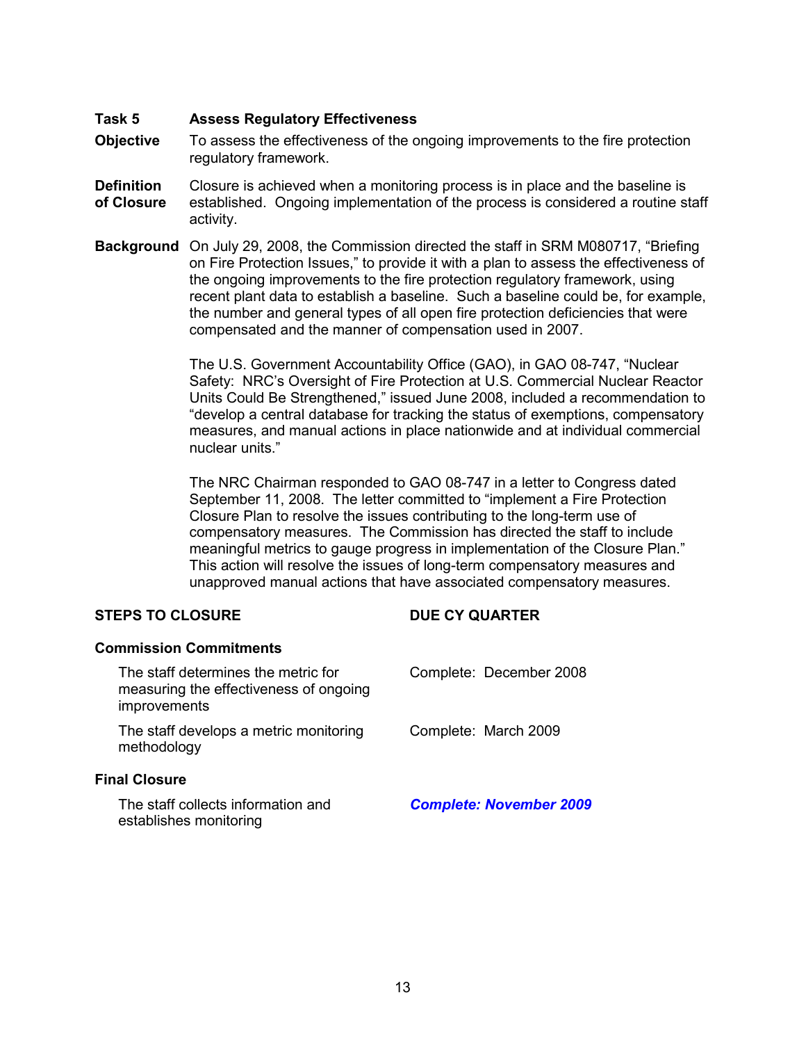**Task 5** **Assess Regulatory Effectiveness**

**Objective** To assess the effectiveness of the ongoing improvements to the fire protection regulatory framework.

**Definition of Closure** Closure is achieved when a monitoring process is in place and the baseline is established. Ongoing implementation of the process is considered a routine staff activity.

**Background** On July 29, 2008, the Commission directed the staff in SRM M080717, "Briefing on Fire Protection Issues," to provide it with a plan to assess the effectiveness of the ongoing improvements to the fire protection regulatory framework, using recent plant data to establish a baseline. Such a baseline could be, for example, the number and general types of all open fire protection deficiencies that were compensated and the manner of compensation used in 2007.

The U.S. Government Accountability Office (GAO), in GAO 08-747, "Nuclear Safety: NRC's Oversight of Fire Protection at U.S. Commercial Nuclear Reactor Units Could Be Strengthened," issued June 2008, included a recommendation to "develop a central database for tracking the status of exemptions, compensatory measures, and manual actions in place nationwide and at individual commercial nuclear units."

The NRC Chairman responded to GAO 08-747 in a letter to Congress dated September 11, 2008. The letter committed to "implement a Fire Protection Closure Plan to resolve the issues contributing to the long-term use of compensatory measures. The Commission has directed the staff to include meaningful metrics to gauge progress in implementation of the Closure Plan." This action will resolve the issues of long-term compensatory measures and unapproved manual actions that have associated compensatory measures.

| STEPS TO CLOSURE | DUE CY QUARTER |
| --- | --- |
| **Commission Commitments** | |
| The staff determines the metric for measuring the effectiveness of ongoing improvements | Complete: December 2008 |
| The staff develops a metric monitoring methodology | Complete: March 2009 |
| **Final Closure** | |
| The staff collects information and establishes monitoring | ***Complete: November 2009*** |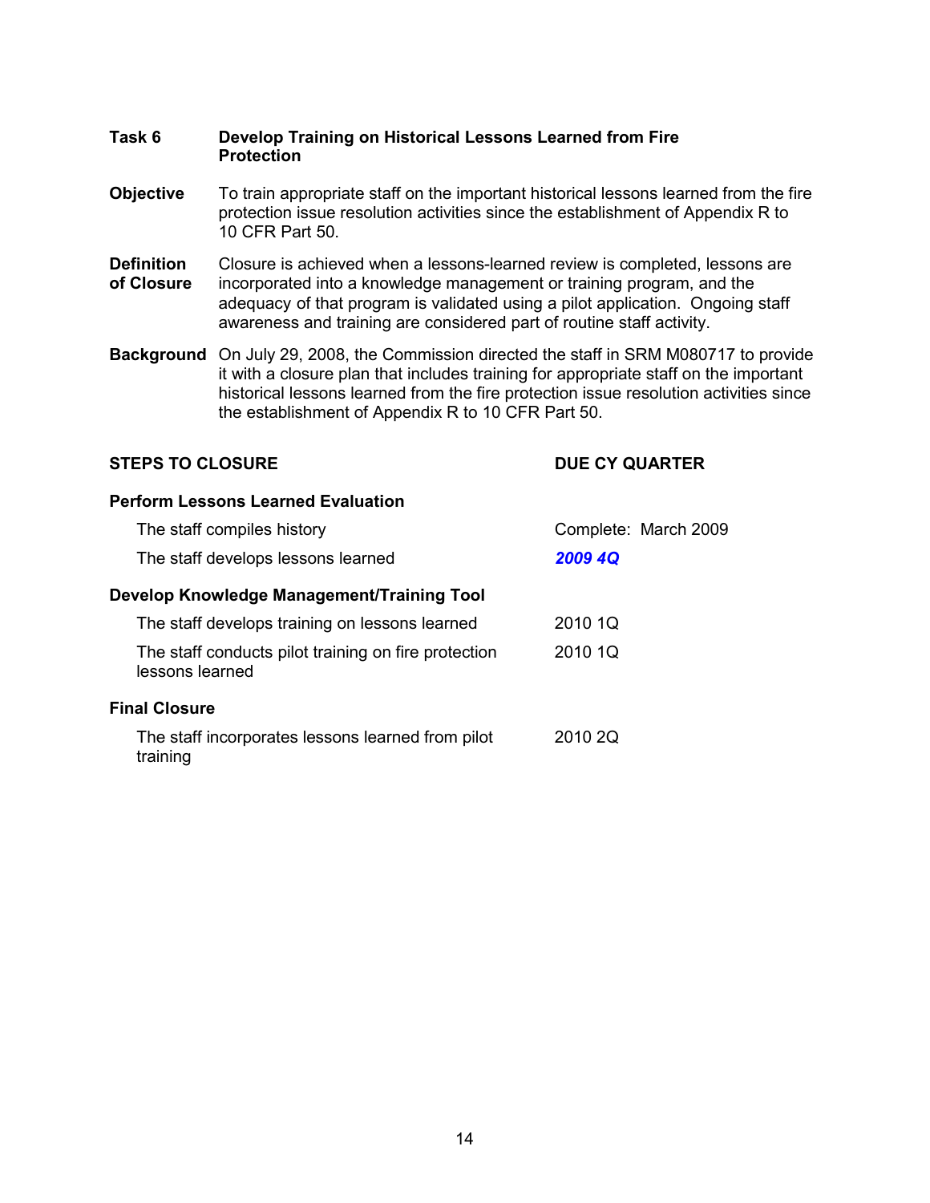**Task 6** **Develop Training on Historical Lessons Learned from Fire Protection**

**Objective** To train appropriate staff on the important historical lessons learned from the fire protection issue resolution activities since the establishment of Appendix R to 10 CFR Part 50.

**Definition of Closure** Closure is achieved when a lessons-learned review is completed, lessons are incorporated into a knowledge management or training program, and the adequacy of that program is validated using a pilot application. Ongoing staff awareness and training are considered part of routine staff activity.

**Background** On July 29, 2008, the Commission directed the staff in SRM M080717 to provide it with a closure plan that includes training for appropriate staff on the important historical lessons learned from the fire protection issue resolution activities since the establishment of Appendix R to 10 CFR Part 50.

| STEPS TO CLOSURE | DUE CY QUARTER |
|---|---|
| **Perform Lessons Learned Evaluation** | |
| The staff compiles history | Complete: March 2009 |
| The staff develops lessons learned | ***2009 4Q*** |
| **Develop Knowledge Management/Training Tool** | |
| The staff develops training on lessons learned | 2010 1Q |
| The staff conducts pilot training on fire protection lessons learned | 2010 1Q |
| **Final Closure** | |
| The staff incorporates lessons learned from pilot training | 2010 2Q |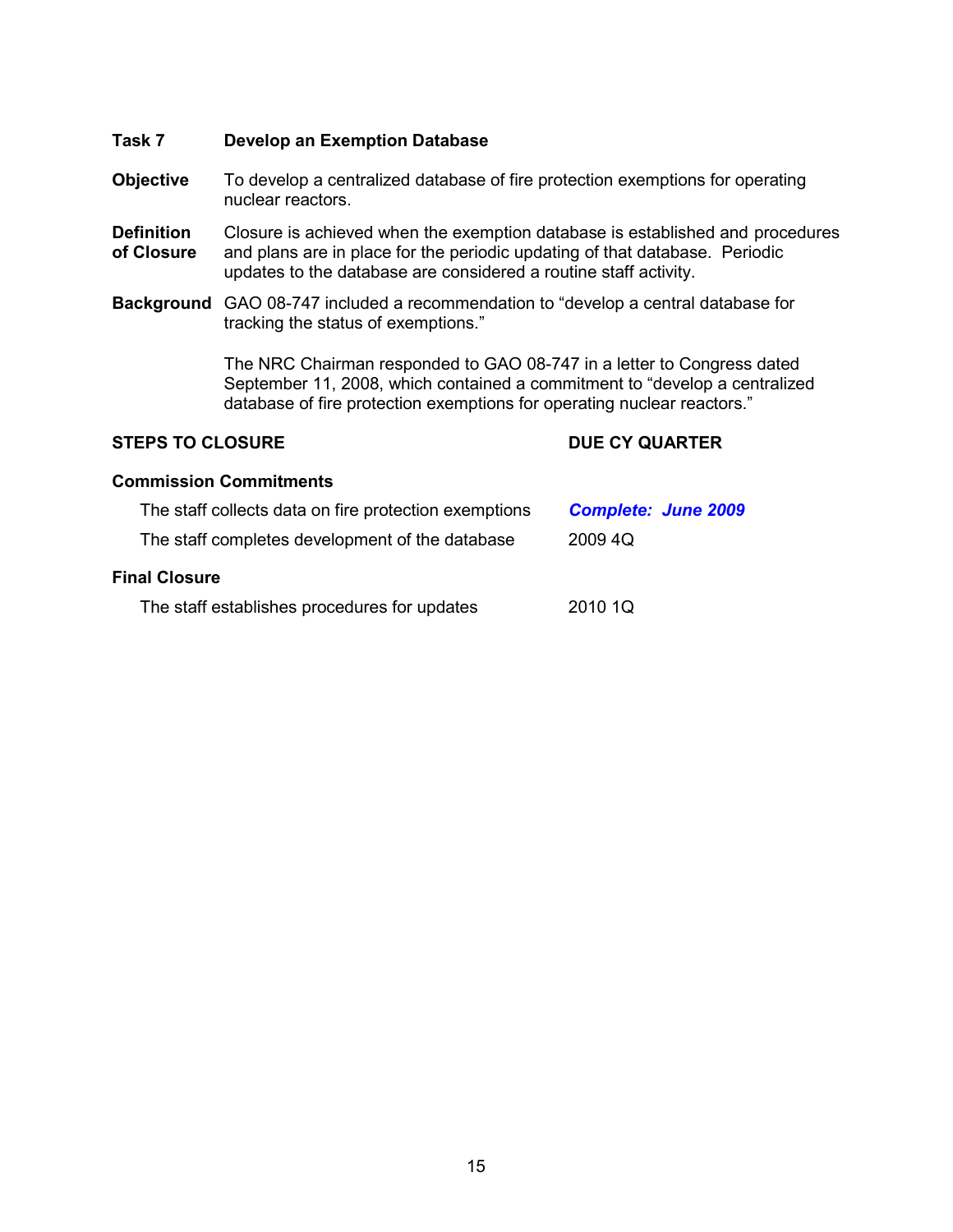**Task 7** **Develop an Exemption Database**

**Objective** To develop a centralized database of fire protection exemptions for operating nuclear reactors.

**Definition of Closure** Closure is achieved when the exemption database is established and procedures and plans are in place for the periodic updating of that database. Periodic updates to the database are considered a routine staff activity.

**Background** GAO 08-747 included a recommendation to "develop a central database for tracking the status of exemptions."

The NRC Chairman responded to GAO 08-747 in a letter to Congress dated September 11, 2008, which contained a commitment to "develop a centralized database of fire protection exemptions for operating nuclear reactors."

| **STEPS TO CLOSURE** | **DUE CY QUARTER** |
|---|---|
| **Commission Commitments** | |
| The staff collects data on fire protection exemptions | ***Complete: June 2009*** |
| The staff completes development of the database | 2009 4Q |
| **Final Closure** | |
| The staff establishes procedures for updates | 2010 1Q |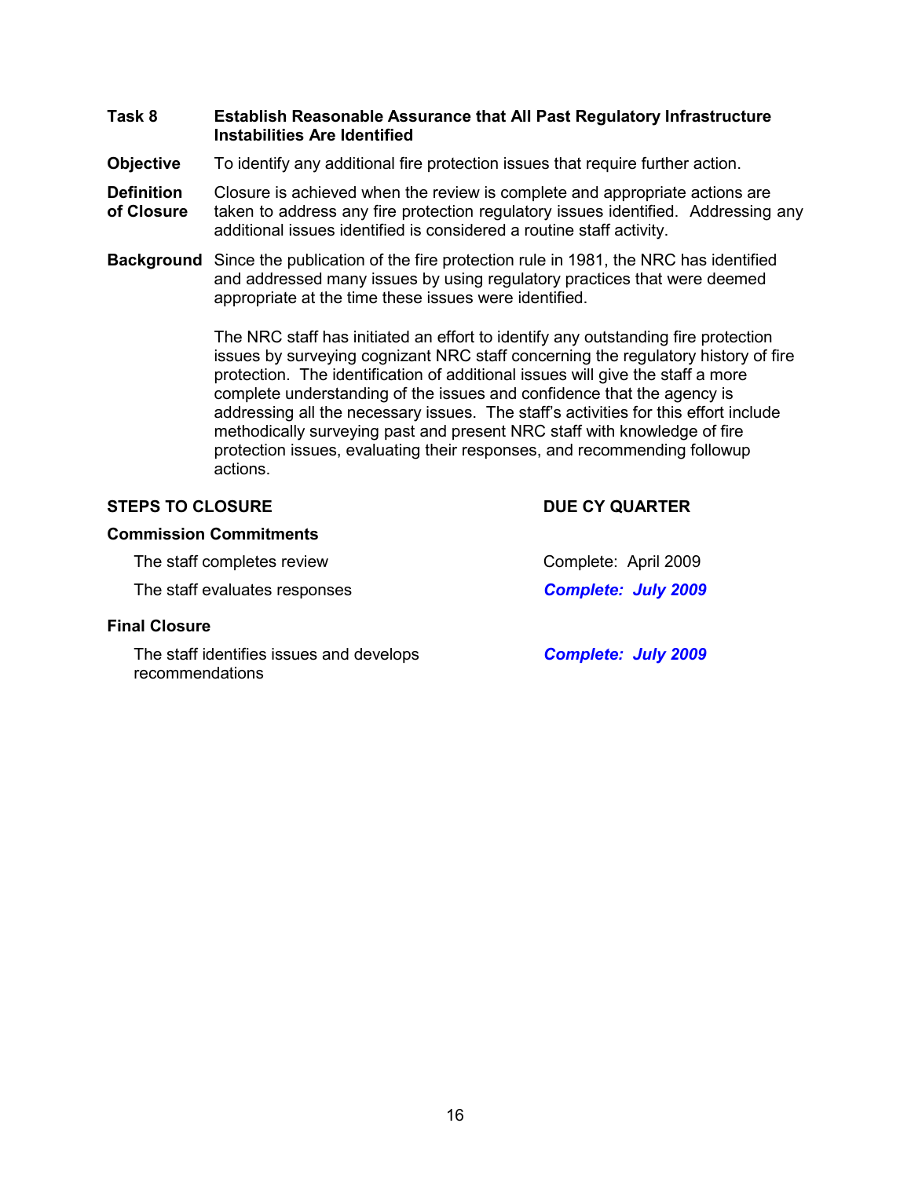**Task 8** **Establish Reasonable Assurance that All Past Regulatory Infrastructure Instabilities Are Identified**

**Objective** To identify any additional fire protection issues that require further action.

**Definition of Closure** Closure is achieved when the review is complete and appropriate actions are taken to address any fire protection regulatory issues identified. Addressing any additional issues identified is considered a routine staff activity.

**Background** Since the publication of the fire protection rule in 1981, the NRC has identified and addressed many issues by using regulatory practices that were deemed appropriate at the time these issues were identified.

The NRC staff has initiated an effort to identify any outstanding fire protection issues by surveying cognizant NRC staff concerning the regulatory history of fire protection. The identification of additional issues will give the staff a more complete understanding of the issues and confidence that the agency is addressing all the necessary issues. The staff's activities for this effort include methodically surveying past and present NRC staff with knowledge of fire protection issues, evaluating their responses, and recommending followup actions.

| STEPS TO CLOSURE | DUE CY QUARTER |
|---|---|
| **Commission Commitments** | |
| The staff completes review | Complete: April 2009 |
| The staff evaluates responses | ***Complete: July 2009*** |
| **Final Closure** | |
| The staff identifies issues and develops recommendations | ***Complete: July 2009*** |